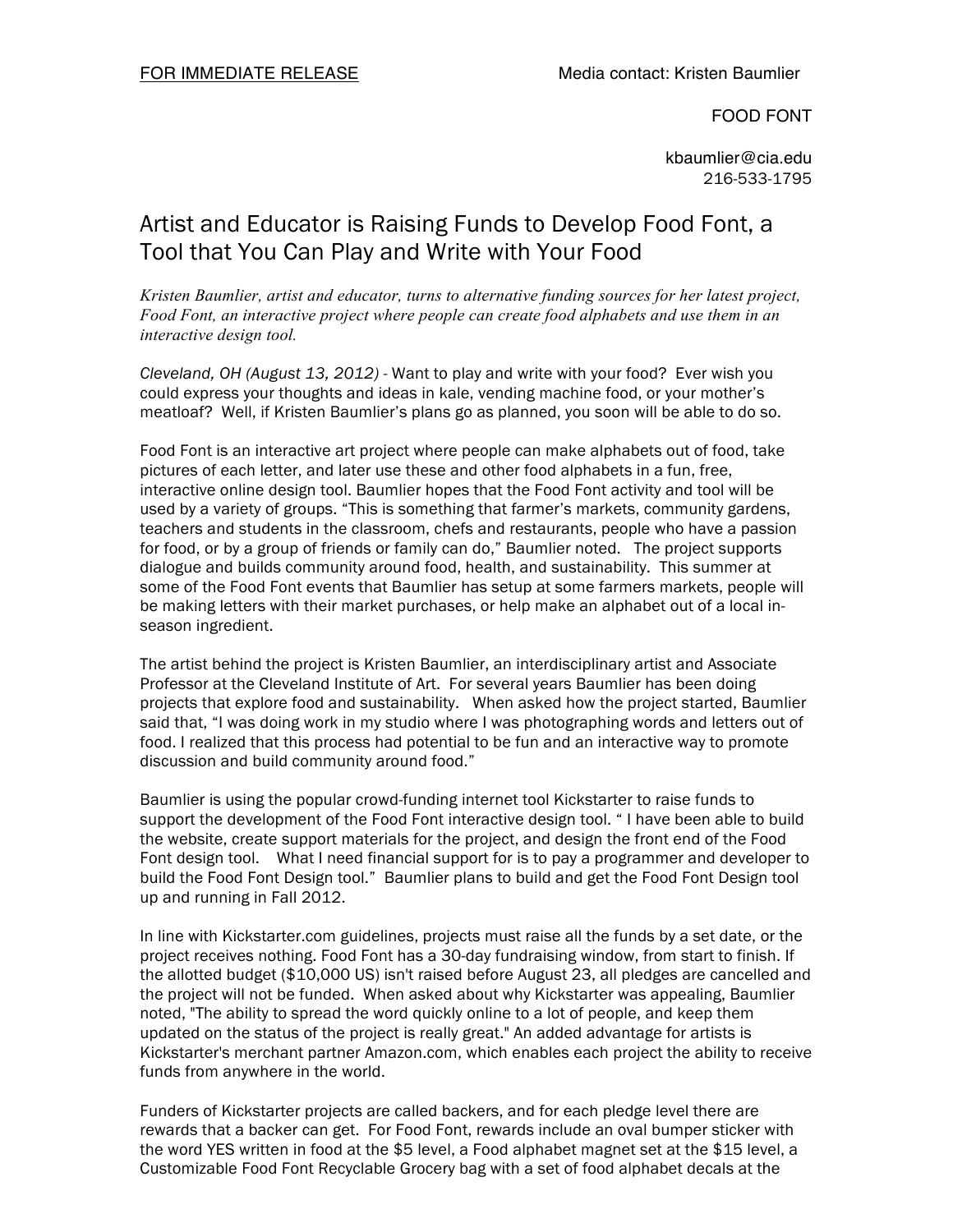FOR IMMEDIATE RELEASE

Media contact: Kristen Baumlier

FOOD FONT

kbaumlier@cia.edu
216-533-1795

# Artist and Educator is Raising Funds to Develop Food Font, a Tool that You Can Play and Write with Your Food

*Kristen Baumlier, artist and educator, turns to alternative funding sources for her latest project, Food Font, an interactive project where people can create food alphabets and use them in an interactive design tool.*

*Cleveland, OH (August 13, 2012)* - Want to play and write with your food? Ever wish you could express your thoughts and ideas in kale, vending machine food, or your mother's meatloaf? Well, if Kristen Baumlier's plans go as planned, you soon will be able to do so.

Food Font is an interactive art project where people can make alphabets out of food, take pictures of each letter, and later use these and other food alphabets in a fun, free, interactive online design tool. Baumlier hopes that the Food Font activity and tool will be used by a variety of groups. "This is something that farmer's markets, community gardens, teachers and students in the classroom, chefs and restaurants, people who have a passion for food, or by a group of friends or family can do," Baumlier noted. The project supports dialogue and builds community around food, health, and sustainability. This summer at some of the Food Font events that Baumlier has setup at some farmers markets, people will be making letters with their market purchases, or help make an alphabet out of a local in-season ingredient.

The artist behind the project is Kristen Baumlier, an interdisciplinary artist and Associate Professor at the Cleveland Institute of Art. For several years Baumlier has been doing projects that explore food and sustainability. When asked how the project started, Baumlier said that, "I was doing work in my studio where I was photographing words and letters out of food. I realized that this process had potential to be fun and an interactive way to promote discussion and build community around food."

Baumlier is using the popular crowd-funding internet tool Kickstarter to raise funds to support the development of the Food Font interactive design tool. " I have been able to build the website, create support materials for the project, and design the front end of the Food Font design tool. What I need financial support for is to pay a programmer and developer to build the Food Font Design tool." Baumlier plans to build and get the Food Font Design tool up and running in Fall 2012.

In line with Kickstarter.com guidelines, projects must raise all the funds by a set date, or the project receives nothing. Food Font has a 30-day fundraising window, from start to finish. If the allotted budget ($10,000 US) isn't raised before August 23, all pledges are cancelled and the project will not be funded. When asked about why Kickstarter was appealing, Baumlier noted, "The ability to spread the word quickly online to a lot of people, and keep them updated on the status of the project is really great." An added advantage for artists is Kickstarter's merchant partner Amazon.com, which enables each project the ability to receive funds from anywhere in the world.

Funders of Kickstarter projects are called backers, and for each pledge level there are rewards that a backer can get. For Food Font, rewards include an oval bumper sticker with the word YES written in food at the $5 level, a Food alphabet magnet set at the $15 level, a Customizable Food Font Recyclable Grocery bag with a set of food alphabet decals at the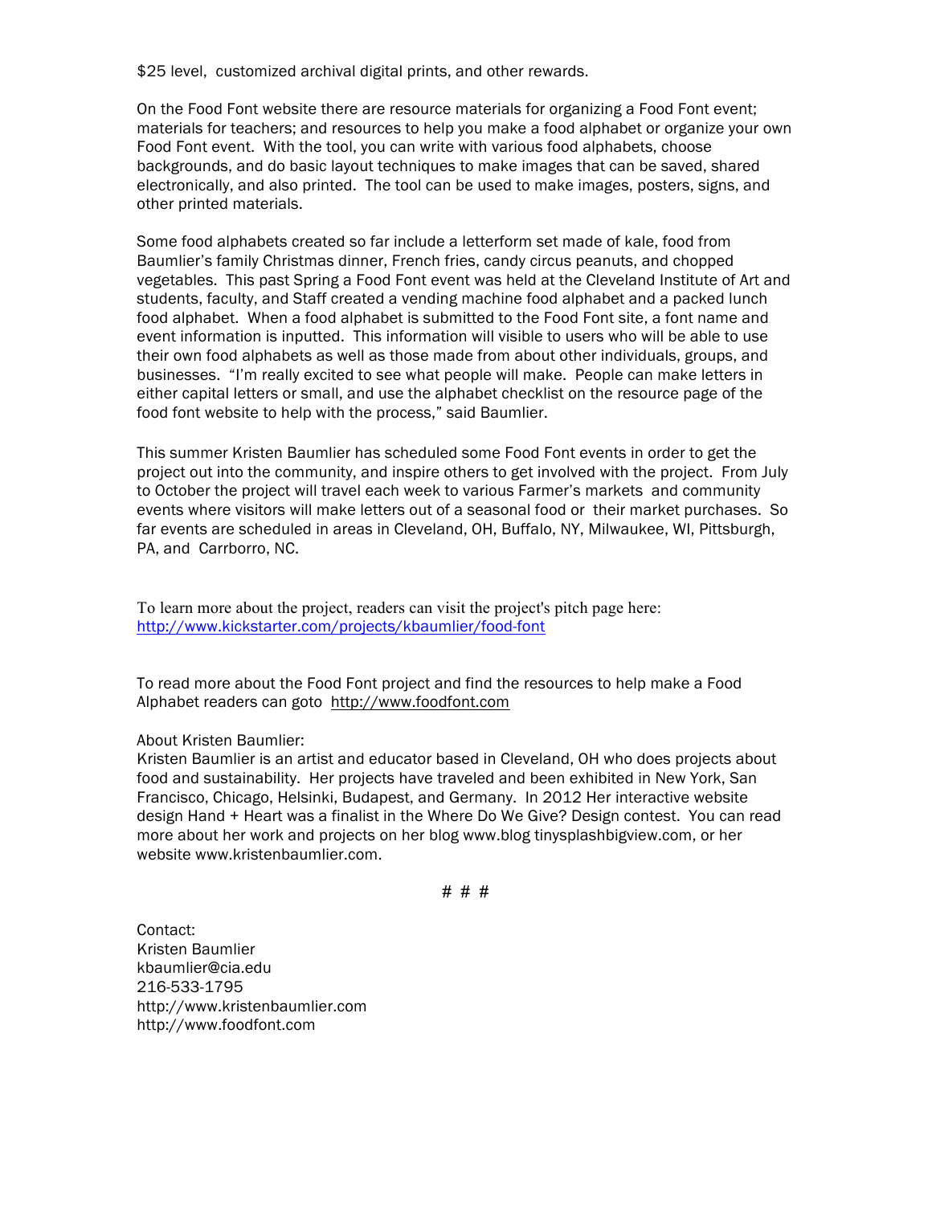$25 level, customized archival digital prints, and other rewards.

On the Food Font website there are resource materials for organizing a Food Font event; materials for teachers; and resources to help you make a food alphabet or organize your own Food Font event. With the tool, you can write with various food alphabets, choose backgrounds, and do basic layout techniques to make images that can be saved, shared electronically, and also printed. The tool can be used to make images, posters, signs, and other printed materials.

Some food alphabets created so far include a letterform set made of kale, food from Baumlier's family Christmas dinner, French fries, candy circus peanuts, and chopped vegetables. This past Spring a Food Font event was held at the Cleveland Institute of Art and students, faculty, and Staff created a vending machine food alphabet and a packed lunch food alphabet. When a food alphabet is submitted to the Food Font site, a font name and event information is inputted. This information will visible to users who will be able to use their own food alphabets as well as those made from about other individuals, groups, and businesses. "I'm really excited to see what people will make. People can make letters in either capital letters or small, and use the alphabet checklist on the resource page of the food font website to help with the process," said Baumlier.

This summer Kristen Baumlier has scheduled some Food Font events in order to get the project out into the community, and inspire others to get involved with the project. From July to October the project will travel each week to various Farmer's markets and community events where visitors will make letters out of a seasonal food or their market purchases. So far events are scheduled in areas in Cleveland, OH, Buffalo, NY, Milwaukee, WI, Pittsburgh, PA, and Carrboro, NC.

To learn more about the project, readers can visit the project's pitch page here: http://www.kickstarter.com/projects/kbaumlier/food-font

To read more about the Food Font project and find the resources to help make a Food Alphabet readers can goto http://www.foodfont.com

About Kristen Baumlier:
Kristen Baumlier is an artist and educator based in Cleveland, OH who does projects about food and sustainability. Her projects have traveled and been exhibited in New York, San Francisco, Chicago, Helsinki, Budapest, and Germany. In 2012 Her interactive website design Hand + Heart was a finalist in the Where Do We Give? Design contest. You can read more about her work and projects on her blog www.blog tinysplashbigview.com, or her website www.kristenbaumlier.com.

# # #

Contact:
Kristen Baumlier
kbaumlier@cia.edu
216-533-1795
http://www.kristenbaumlier.com
http://www.foodfont.com